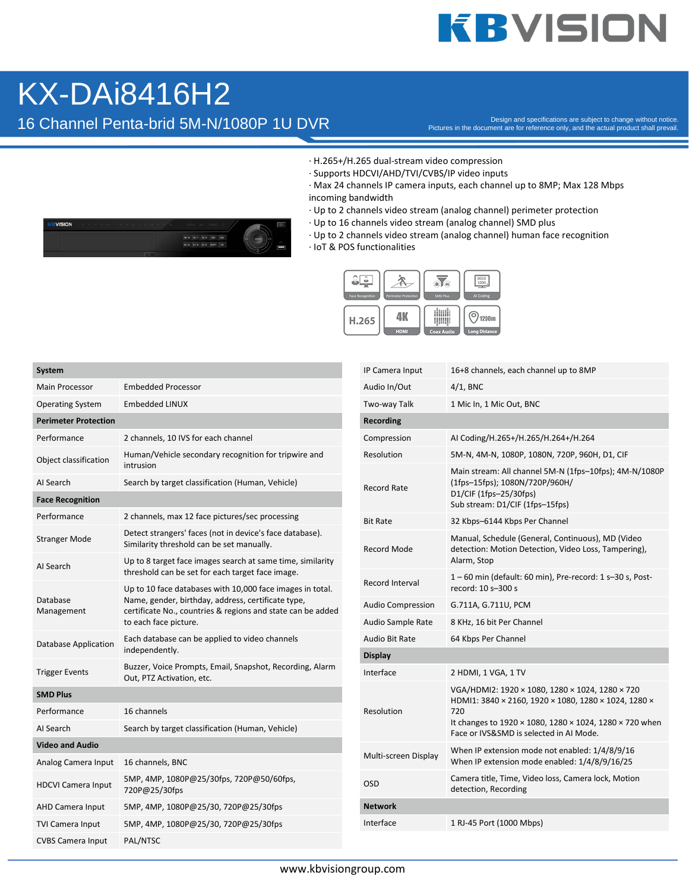# KX-DAi8416H2

## 16 Channel Penta-brid 5M-N/1080P 1U DVR

Design and specifications are subject to change without notice.
Pictures in the document are for reference only, and the actual product shall prevail.

· H.265+/H.265 dual-stream video compression
· Supports HDCVI/AHD/TVI/CVBS/IP video inputs
· Max 24 channels IP camera inputs, each channel up to 8MP; Max 128 Mbps incoming bandwidth
· Up to 2 channels video stream (analog channel) perimeter protection
· Up to 16 channels video stream (analog channel) SMD plus
· Up to 2 channels video stream (analog channel) human face recognition
· IoT & POS functionalities

| **System** | |
|---|---|
| Main Processor | Embedded Processor |
| Operating System | Embedded LINUX |
| **Perimeter Protection** | |
| Performance | 2 channels, 10 IVS for each channel |
| Object classification | Human/Vehicle secondary recognition for tripwire and intrusion |
| AI Search | Search by target classification (Human, Vehicle) |
| **Face Recognition** | |
| Performance | 2 channels, max 12 face pictures/sec processing |
| Stranger Mode | Detect strangers' faces (not in device's face database). Similarity threshold can be set manually. |
| AI Search | Up to 8 target face images search at same time, similarity threshold can be set for each target face image. |
| Database Management | Up to 10 face databases with 10,000 face images in total. Name, gender, birthday, address, certificate type, certificate No., countries & regions and state can be added to each face picture. |
| Database Application | Each database can be applied to video channels independently. |
| Trigger Events | Buzzer, Voice Prompts, Email, Snapshot, Recording, Alarm Out, PTZ Activation, etc. |
| **SMD Plus** | |
| Performance | 16 channels |
| AI Search | Search by target classification (Human, Vehicle) |
| **Video and Audio** | |
| Analog Camera Input | 16 channels, BNC |
| HDCVI Camera Input | 5MP, 4MP, 1080P@25/30fps, 720P@50/60fps, 720P@25/30fps |
| AHD Camera Input | 5MP, 4MP, 1080P@25/30, 720P@25/30fps |
| TVI Camera Input | 5MP, 4MP, 1080P@25/30, 720P@25/30fps |
| CVBS Camera Input | PAL/NTSC |
| IP Camera Input | 16+8 channels, each channel up to 8MP |
| Audio In/Out | 4/1, BNC |
| Two-way Talk | 1 Mic In, 1 Mic Out, BNC |
| **Recording** | |
| Compression | AI Coding/H.265+/H.265/H.264+/H.264 |
| Resolution | 5M-N, 4M-N, 1080P, 1080N, 720P, 960H, D1, CIF |
| Record Rate | Main stream: All channel 5M-N (1fps–10fps); 4M-N/1080P (1fps–15fps); 1080N/720P/960H/ D1/CIF (1fps–25/30fps) Sub stream: D1/CIF (1fps–15fps) |
| Bit Rate | 32 Kbps–6144 Kbps Per Channel |
| Record Mode | Manual, Schedule (General, Continuous), MD (Video detection: Motion Detection, Video Loss, Tampering), Alarm, Stop |
| Record Interval | 1 – 60 min (default: 60 min), Pre-record: 1 s–30 s, Post-record: 10 s–300 s |
| Audio Compression | G.711A, G.711U, PCM |
| Audio Sample Rate | 8 KHz, 16 bit Per Channel |
| Audio Bit Rate | 64 Kbps Per Channel |
| **Display** | |
| Interface | 2 HDMI, 1 VGA, 1 TV |
| Resolution | VGA/HDMI2: 1920 × 1080, 1280 × 1024, 1280 × 720 HDMI1: 3840 × 2160, 1920 × 1080, 1280 × 1024, 1280 × 720 It changes to 1920 × 1080, 1280 × 1024, 1280 × 720 when Face or IVS&SMD is selected in AI Mode. |
| Multi-screen Display | When IP extension mode not enabled: 1/4/8/9/16 When IP extension mode enabled: 1/4/8/9/16/25 |
| OSD | Camera title, Time, Video loss, Camera lock, Motion detection, Recording |
| **Network** | |
| Interface | 1 RJ-45 Port (1000 Mbps) |

www.kbvisiongroup.com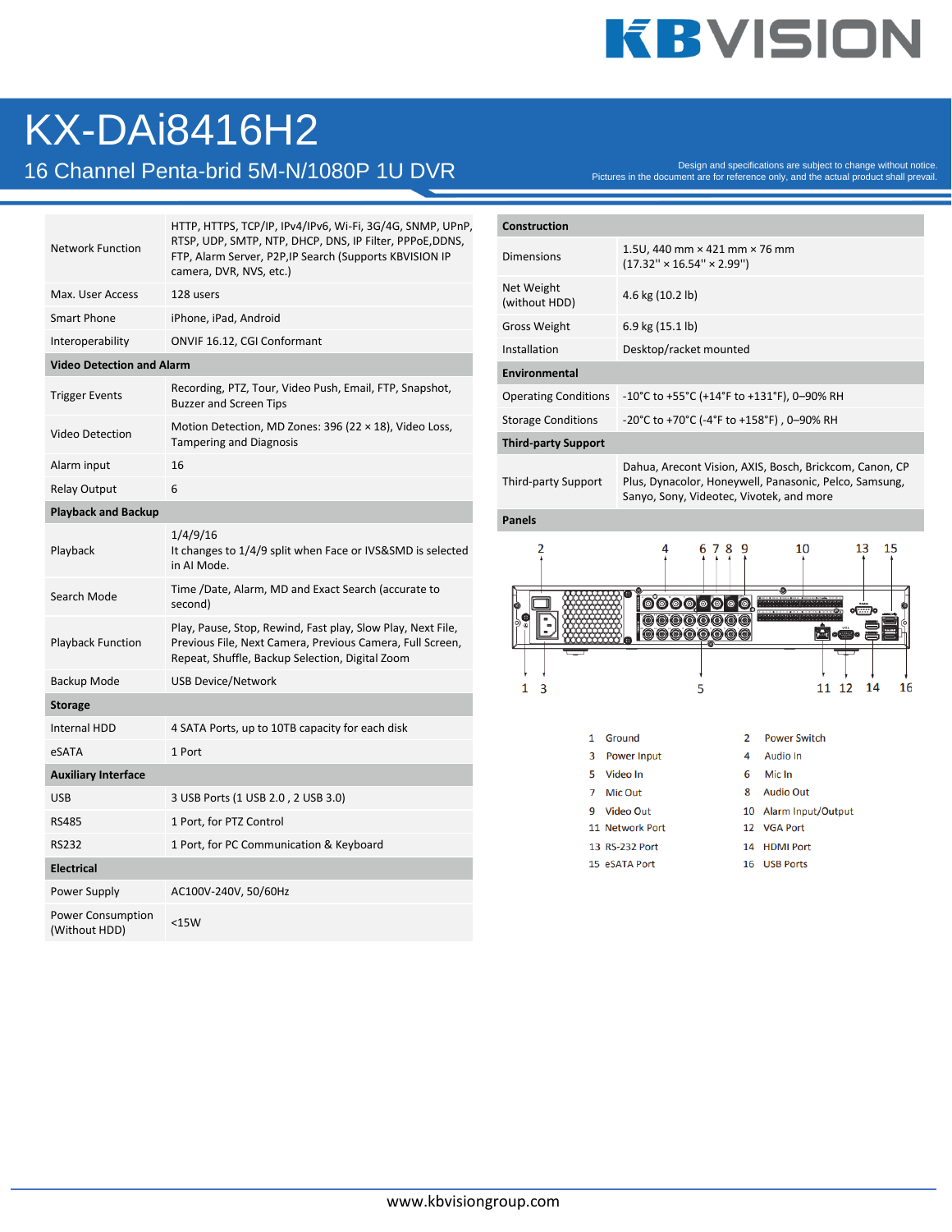# KX-DAi8416H2

## 16 Channel Penta-brid 5M-N/1080P 1U DVR

Design and specifications are subject to change without notice.
Pictures in the document are for reference only, and the actual product shall prevail.

| | |
|---|---|
| Network Function | HTTP, HTTPS, TCP/IP, IPv4/IPv6, Wi-Fi, 3G/4G, SNMP, UPnP, RTSP, UDP, SMTP, NTP, DHCP, DNS, IP Filter, PPPoE,DDNS, FTP, Alarm Server, P2P,IP Search (Supports KBVISION IP camera, DVR, NVS, etc.) |
| Max. User Access | 128 users |
| Smart Phone | iPhone, iPad, Android |
| Interoperability | ONVIF 16.12, CGI Conformant |
| **Video Detection and Alarm** | |
| Trigger Events | Recording, PTZ, Tour, Video Push, Email, FTP, Snapshot, Buzzer and Screen Tips |
| Video Detection | Motion Detection, MD Zones: 396 (22 × 18), Video Loss, Tampering and Diagnosis |
| Alarm input | 16 |
| Relay Output | 6 |
| **Playback and Backup** | |
| Playback | 1/4/9/16<br>It changes to 1/4/9 split when Face or IVS&SMD is selected in AI Mode. |
| Search Mode | Time /Date, Alarm, MD and Exact Search (accurate to second) |
| Playback Function | Play, Pause, Stop, Rewind, Fast play, Slow Play, Next File, Previous File, Next Camera, Previous Camera, Full Screen, Repeat, Shuffle, Backup Selection, Digital Zoom |
| Backup Mode | USB Device/Network |
| **Storage** | |
| Internal HDD | 4 SATA Ports, up to 10TB capacity for each disk |
| eSATA | 1 Port |
| **Auxiliary Interface** | |
| USB | 3 USB Ports (1 USB 2.0 , 2 USB 3.0) |
| RS485 | 1 Port, for PTZ Control |
| RS232 | 1 Port, for PC Communication & Keyboard |
| **Electrical** | |
| Power Supply | AC100V-240V, 50/60Hz |
| Power Consumption (Without HDD) | <15W |

| | |
|---|---|
| **Construction** | |
| Dimensions | 1.5U, 440 mm × 421 mm × 76 mm (17.32" × 16.54" × 2.99") |
| Net Weight (without HDD) | 4.6 kg (10.2 lb) |
| Gross Weight | 6.9 kg (15.1 lb) |
| Installation | Desktop/racket mounted |
| **Environmental** | |
| Operating Conditions | -10°C to +55°C (+14°F to +131°F), 0–90% RH |
| Storage Conditions | -20°C to +70°C (-4°F to +158°F) , 0–90% RH |
| **Third-party Support** | |
| Third-party Support | Dahua, Arecont Vision, AXIS, Bosch, Brickcom, Canon, CP Plus, Dynacolor, Honeywell, Panasonic, Pelco, Samsung, Sanyo, Sony, Videotec, Vivotek, and more |
| **Panels** | |

| | | | |
|---|---|---|---|
| 1 | Ground | 2 | Power Switch |
| 3 | Power Input | 4 | Audio In |
| 5 | Video In | 6 | Mic In |
| 7 | Mic Out | 8 | Audio Out |
| 9 | Video Out | 10 | Alarm Input/Output |
| 11 | Network Port | 12 | VGA Port |
| 13 | RS-232 Port | 14 | HDMI Port |
| 15 | eSATA Port | 16 | USB Ports |

www.kbvisiongroup.com